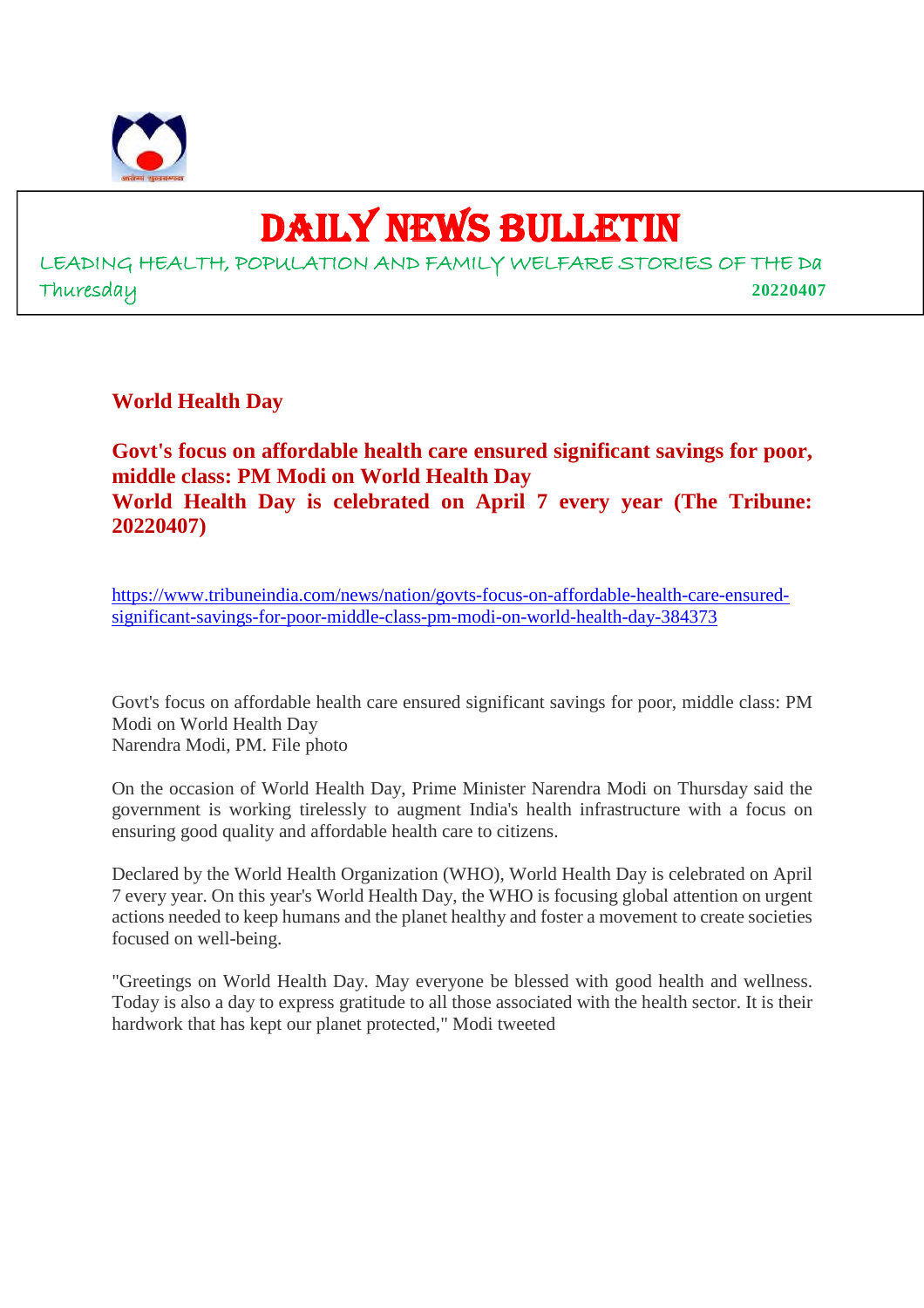# DAILY NEWS BULLETIN

LEADING HEALTH, POPULATION AND FAMILY WELFARE STORIES OF THE Da

Thursday **20220407**

## World Health Day

**Govt's focus on affordable health care ensured significant savings for poor, middle class: PM Modi on World Health Day**
**World Health Day is celebrated on April 7 every year (The Tribune: 20220407)**

https://www.tribuneindia.com/news/nation/govts-focus-on-affordable-health-care-ensured-significant-savings-for-poor-middle-class-pm-modi-on-world-health-day-384373

Govt's focus on affordable health care ensured significant savings for poor, middle class: PM Modi on World Health Day
Narendra Modi, PM. File photo

On the occasion of World Health Day, Prime Minister Narendra Modi on Thursday said the government is working tirelessly to augment India's health infrastructure with a focus on ensuring good quality and affordable health care to citizens.

Declared by the World Health Organization (WHO), World Health Day is celebrated on April 7 every year. On this year's World Health Day, the WHO is focusing global attention on urgent actions needed to keep humans and the planet healthy and foster a movement to create societies focused on well-being.

"Greetings on World Health Day. May everyone be blessed with good health and wellness. Today is also a day to express gratitude to all those associated with the health sector. It is their hardwork that has kept our planet protected," Modi tweeted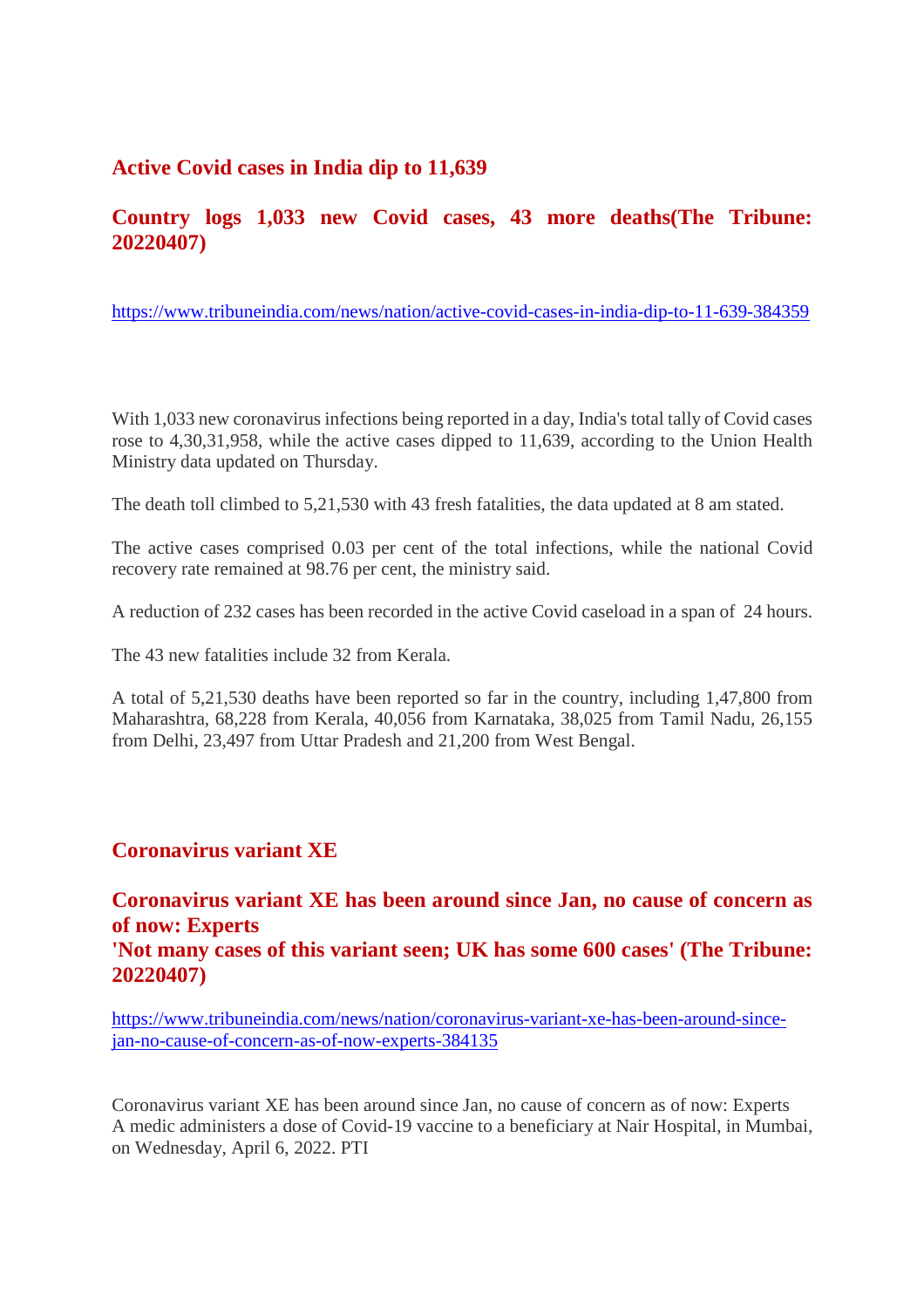## Active Covid cases in India dip to 11,639

## Country logs 1,033 new Covid cases, 43 more deaths(The Tribune: 20220407)

https://www.tribuneindia.com/news/nation/active-covid-cases-in-india-dip-to-11-639-384359

With 1,033 new coronavirus infections being reported in a day, India's total tally of Covid cases rose to 4,30,31,958, while the active cases dipped to 11,639, according to the Union Health Ministry data updated on Thursday.

The death toll climbed to 5,21,530 with 43 fresh fatalities, the data updated at 8 am stated.

The active cases comprised 0.03 per cent of the total infections, while the national Covid recovery rate remained at 98.76 per cent, the ministry said.

A reduction of 232 cases has been recorded in the active Covid caseload in a span of 24 hours.

The 43 new fatalities include 32 from Kerala.

A total of 5,21,530 deaths have been reported so far in the country, including 1,47,800 from Maharashtra, 68,228 from Kerala, 40,056 from Karnataka, 38,025 from Tamil Nadu, 26,155 from Delhi, 23,497 from Uttar Pradesh and 21,200 from West Bengal.

## Coronavirus variant XE

## Coronavirus variant XE has been around since Jan, no cause of concern as of now: Experts
## 'Not many cases of this variant seen; UK has some 600 cases' (The Tribune: 20220407)

https://www.tribuneindia.com/news/nation/coronavirus-variant-xe-has-been-around-since-jan-no-cause-of-concern-as-of-now-experts-384135

Coronavirus variant XE has been around since Jan, no cause of concern as of now: Experts
A medic administers a dose of Covid-19 vaccine to a beneficiary at Nair Hospital, in Mumbai, on Wednesday, April 6, 2022. PTI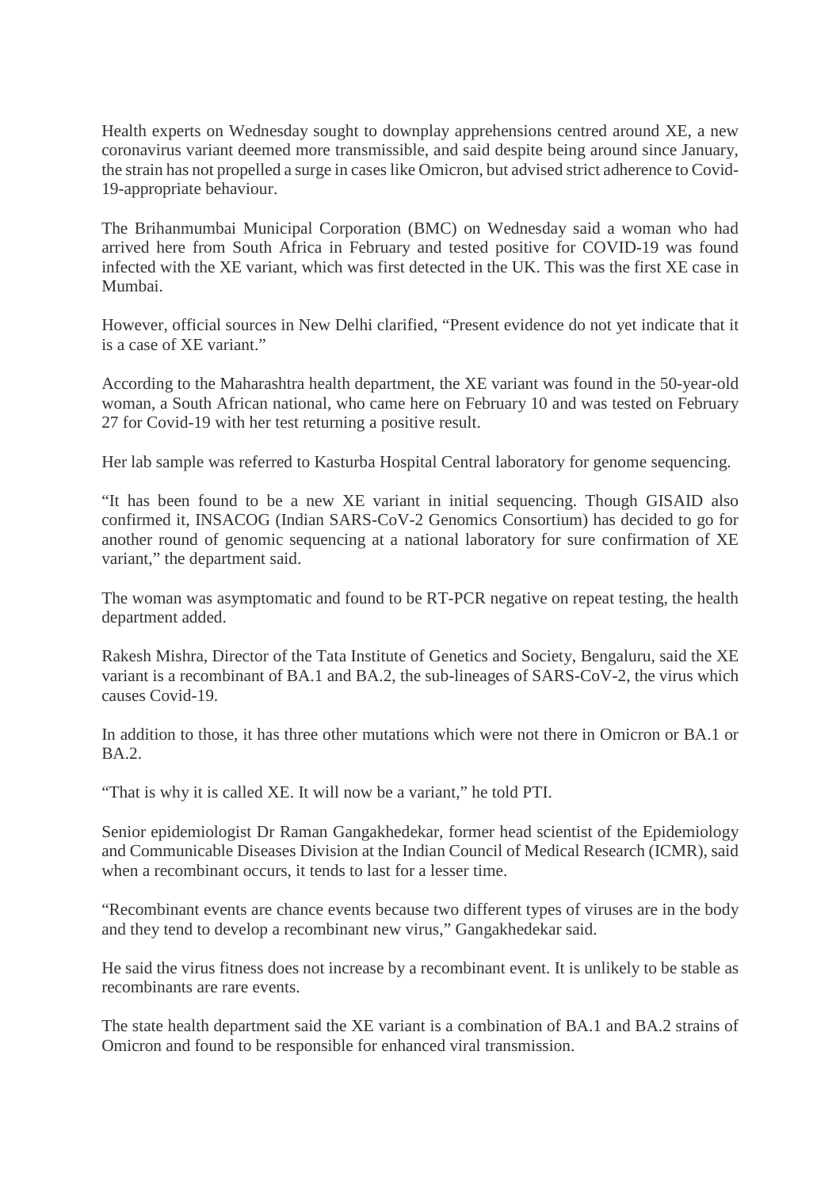Health experts on Wednesday sought to downplay apprehensions centred around XE, a new coronavirus variant deemed more transmissible, and said despite being around since January, the strain has not propelled a surge in cases like Omicron, but advised strict adherence to Covid-19-appropriate behaviour.

The Brihanmumbai Municipal Corporation (BMC) on Wednesday said a woman who had arrived here from South Africa in February and tested positive for COVID-19 was found infected with the XE variant, which was first detected in the UK. This was the first XE case in Mumbai.

However, official sources in New Delhi clarified, "Present evidence do not yet indicate that it is a case of XE variant."

According to the Maharashtra health department, the XE variant was found in the 50-year-old woman, a South African national, who came here on February 10 and was tested on February 27 for Covid-19 with her test returning a positive result.

Her lab sample was referred to Kasturba Hospital Central laboratory for genome sequencing.

"It has been found to be a new XE variant in initial sequencing. Though GISAID also confirmed it, INSACOG (Indian SARS-CoV-2 Genomics Consortium) has decided to go for another round of genomic sequencing at a national laboratory for sure confirmation of XE variant," the department said.

The woman was asymptomatic and found to be RT-PCR negative on repeat testing, the health department added.

Rakesh Mishra, Director of the Tata Institute of Genetics and Society, Bengaluru, said the XE variant is a recombinant of BA.1 and BA.2, the sub-lineages of SARS-CoV-2, the virus which causes Covid-19.

In addition to those, it has three other mutations which were not there in Omicron or BA.1 or BA.2.

"That is why it is called XE. It will now be a variant," he told PTI.

Senior epidemiologist Dr Raman Gangakhedekar, former head scientist of the Epidemiology and Communicable Diseases Division at the Indian Council of Medical Research (ICMR), said when a recombinant occurs, it tends to last for a lesser time.

"Recombinant events are chance events because two different types of viruses are in the body and they tend to develop a recombinant new virus," Gangakhedekar said.

He said the virus fitness does not increase by a recombinant event. It is unlikely to be stable as recombinants are rare events.

The state health department said the XE variant is a combination of BA.1 and BA.2 strains of Omicron and found to be responsible for enhanced viral transmission.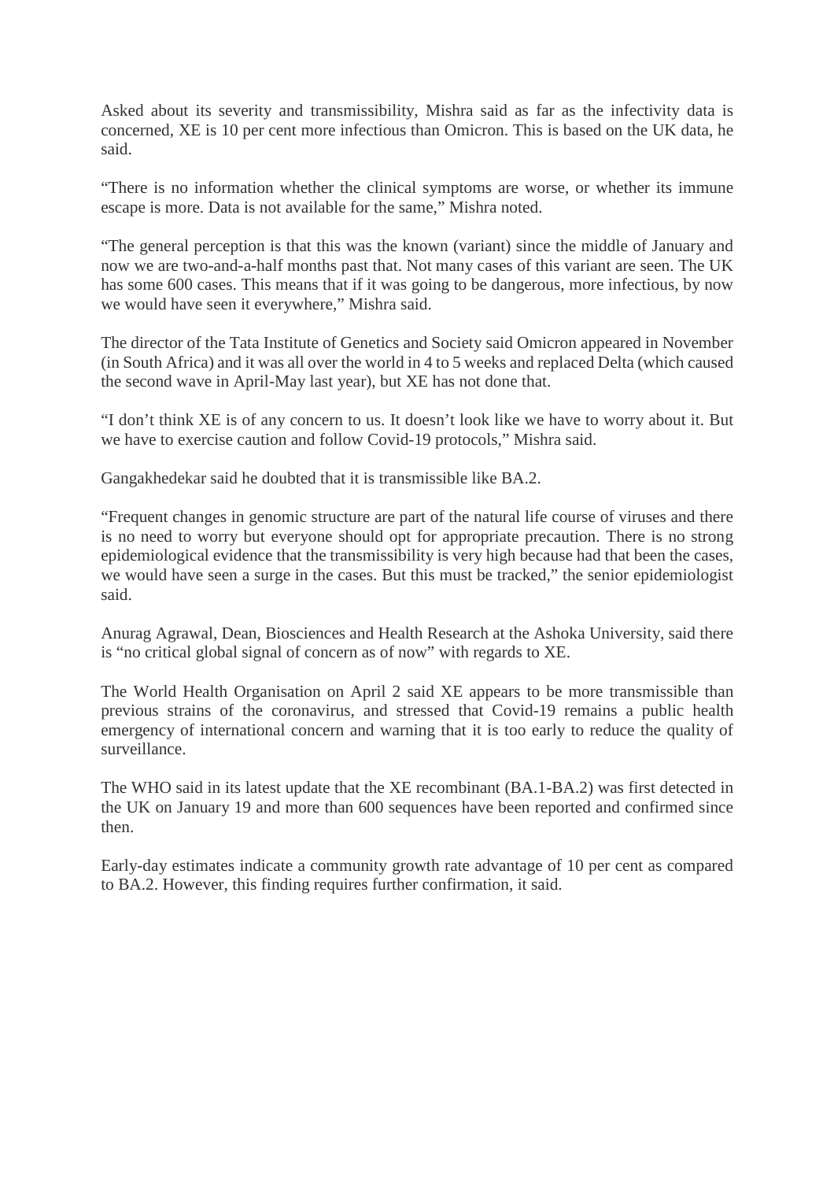Asked about its severity and transmissibility, Mishra said as far as the infectivity data is concerned, XE is 10 per cent more infectious than Omicron. This is based on the UK data, he said.

"There is no information whether the clinical symptoms are worse, or whether its immune escape is more. Data is not available for the same," Mishra noted.

"The general perception is that this was the known (variant) since the middle of January and now we are two-and-a-half months past that. Not many cases of this variant are seen. The UK has some 600 cases. This means that if it was going to be dangerous, more infectious, by now we would have seen it everywhere," Mishra said.

The director of the Tata Institute of Genetics and Society said Omicron appeared in November (in South Africa) and it was all over the world in 4 to 5 weeks and replaced Delta (which caused the second wave in April-May last year), but XE has not done that.

"I don't think XE is of any concern to us. It doesn't look like we have to worry about it. But we have to exercise caution and follow Covid-19 protocols," Mishra said.

Gangakhedekar said he doubted that it is transmissible like BA.2.

"Frequent changes in genomic structure are part of the natural life course of viruses and there is no need to worry but everyone should opt for appropriate precaution. There is no strong epidemiological evidence that the transmissibility is very high because had that been the cases, we would have seen a surge in the cases. But this must be tracked," the senior epidemiologist said.

Anurag Agrawal, Dean, Biosciences and Health Research at the Ashoka University, said there is "no critical global signal of concern as of now" with regards to XE.

The World Health Organisation on April 2 said XE appears to be more transmissible than previous strains of the coronavirus, and stressed that Covid-19 remains a public health emergency of international concern and warning that it is too early to reduce the quality of surveillance.

The WHO said in its latest update that the XE recombinant (BA.1-BA.2) was first detected in the UK on January 19 and more than 600 sequences have been reported and confirmed since then.

Early-day estimates indicate a community growth rate advantage of 10 per cent as compared to BA.2. However, this finding requires further confirmation, it said.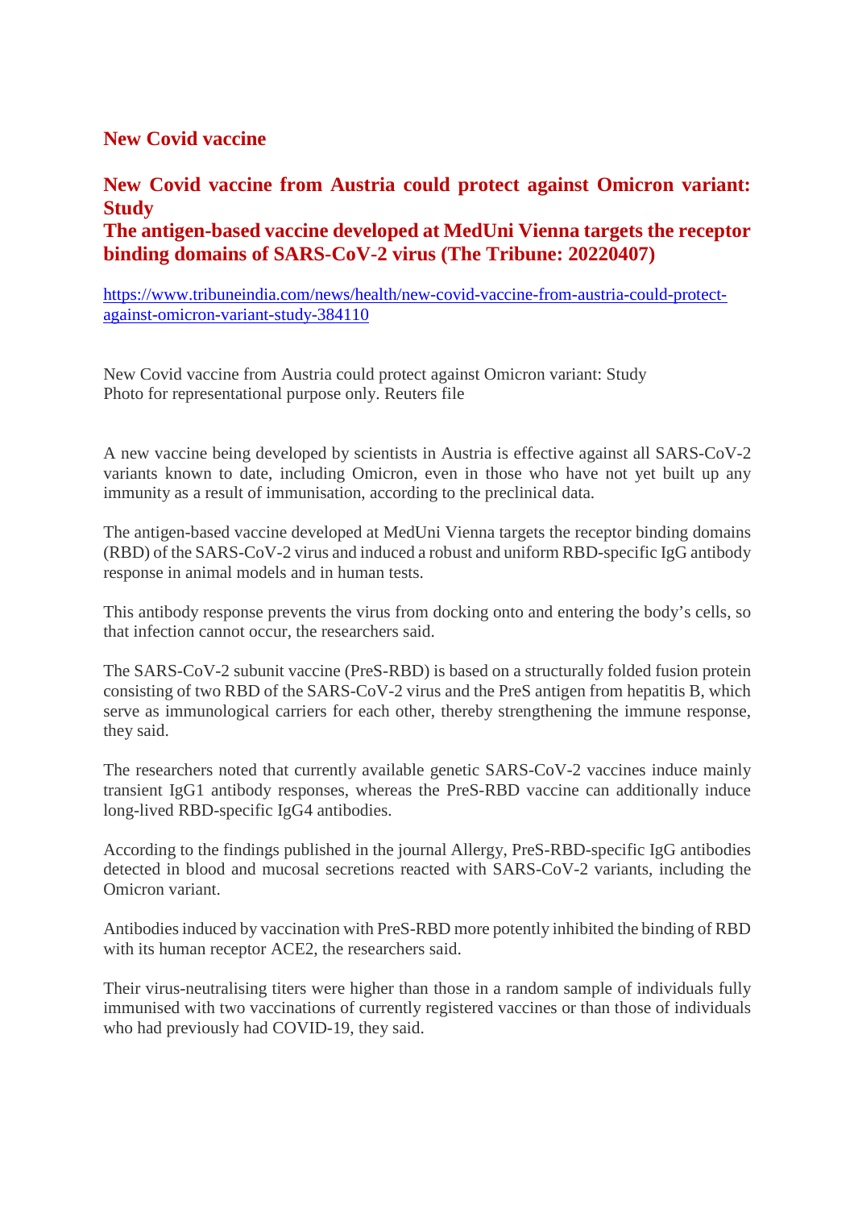## New Covid vaccine

### New Covid vaccine from Austria could protect against Omicron variant: Study
### The antigen-based vaccine developed at MedUni Vienna targets the receptor binding domains of SARS-CoV-2 virus (The Tribune: 20220407)

https://www.tribuneindia.com/news/health/new-covid-vaccine-from-austria-could-protect-against-omicron-variant-study-384110

New Covid vaccine from Austria could protect against Omicron variant: Study
Photo for representational purpose only. Reuters file

A new vaccine being developed by scientists in Austria is effective against all SARS-CoV-2 variants known to date, including Omicron, even in those who have not yet built up any immunity as a result of immunisation, according to the preclinical data.

The antigen-based vaccine developed at MedUni Vienna targets the receptor binding domains (RBD) of the SARS-CoV-2 virus and induced a robust and uniform RBD-specific IgG antibody response in animal models and in human tests.

This antibody response prevents the virus from docking onto and entering the body's cells, so that infection cannot occur, the researchers said.

The SARS-CoV-2 subunit vaccine (PreS-RBD) is based on a structurally folded fusion protein consisting of two RBD of the SARS-CoV-2 virus and the PreS antigen from hepatitis B, which serve as immunological carriers for each other, thereby strengthening the immune response, they said.

The researchers noted that currently available genetic SARS-CoV-2 vaccines induce mainly transient IgG1 antibody responses, whereas the PreS-RBD vaccine can additionally induce long-lived RBD-specific IgG4 antibodies.

According to the findings published in the journal Allergy, PreS-RBD-specific IgG antibodies detected in blood and mucosal secretions reacted with SARS-CoV-2 variants, including the Omicron variant.

Antibodies induced by vaccination with PreS-RBD more potently inhibited the binding of RBD with its human receptor ACE2, the researchers said.

Their virus-neutralising titers were higher than those in a random sample of individuals fully immunised with two vaccinations of currently registered vaccines or than those of individuals who had previously had COVID-19, they said.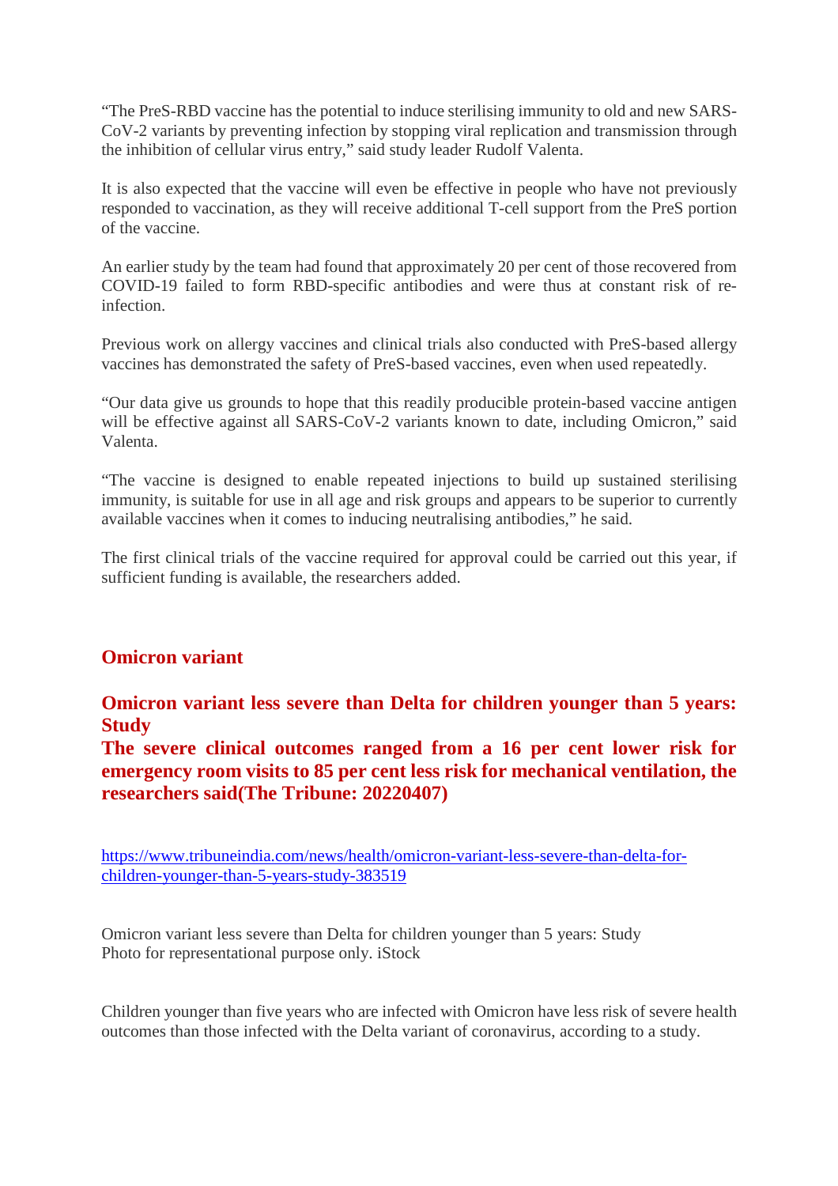"The PreS-RBD vaccine has the potential to induce sterilising immunity to old and new SARS-CoV-2 variants by preventing infection by stopping viral replication and transmission through the inhibition of cellular virus entry," said study leader Rudolf Valenta.

It is also expected that the vaccine will even be effective in people who have not previously responded to vaccination, as they will receive additional T-cell support from the PreS portion of the vaccine.

An earlier study by the team had found that approximately 20 per cent of those recovered from COVID-19 failed to form RBD-specific antibodies and were thus at constant risk of re-infection.

Previous work on allergy vaccines and clinical trials also conducted with PreS-based allergy vaccines has demonstrated the safety of PreS-based vaccines, even when used repeatedly.

"Our data give us grounds to hope that this readily producible protein-based vaccine antigen will be effective against all SARS-CoV-2 variants known to date, including Omicron," said Valenta.

"The vaccine is designed to enable repeated injections to build up sustained sterilising immunity, is suitable for use in all age and risk groups and appears to be superior to currently available vaccines when it comes to inducing neutralising antibodies," he said.

The first clinical trials of the vaccine required for approval could be carried out this year, if sufficient funding is available, the researchers added.

## Omicron variant

## Omicron variant less severe than Delta for children younger than 5 years: Study

### The severe clinical outcomes ranged from a 16 per cent lower risk for emergency room visits to 85 per cent less risk for mechanical ventilation, the researchers said(The Tribune: 20220407)

https://www.tribuneindia.com/news/health/omicron-variant-less-severe-than-delta-for-children-younger-than-5-years-study-383519

Omicron variant less severe than Delta for children younger than 5 years: Study
Photo for representational purpose only. iStock

Children younger than five years who are infected with Omicron have less risk of severe health outcomes than those infected with the Delta variant of coronavirus, according to a study.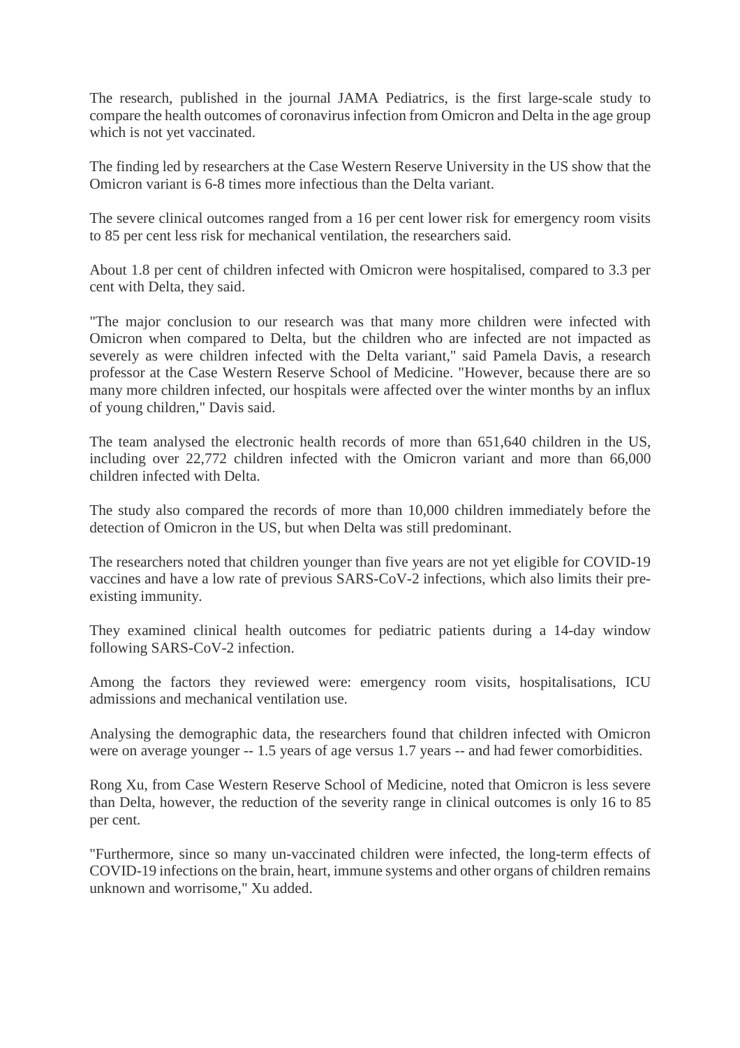The research, published in the journal JAMA Pediatrics, is the first large-scale study to compare the health outcomes of coronavirus infection from Omicron and Delta in the age group which is not yet vaccinated.

The finding led by researchers at the Case Western Reserve University in the US show that the Omicron variant is 6-8 times more infectious than the Delta variant.

The severe clinical outcomes ranged from a 16 per cent lower risk for emergency room visits to 85 per cent less risk for mechanical ventilation, the researchers said.

About 1.8 per cent of children infected with Omicron were hospitalised, compared to 3.3 per cent with Delta, they said.

"The major conclusion to our research was that many more children were infected with Omicron when compared to Delta, but the children who are infected are not impacted as severely as were children infected with the Delta variant," said Pamela Davis, a research professor at the Case Western Reserve School of Medicine. "However, because there are so many more children infected, our hospitals were affected over the winter months by an influx of young children," Davis said.

The team analysed the electronic health records of more than 651,640 children in the US, including over 22,772 children infected with the Omicron variant and more than 66,000 children infected with Delta.

The study also compared the records of more than 10,000 children immediately before the detection of Omicron in the US, but when Delta was still predominant.

The researchers noted that children younger than five years are not yet eligible for COVID-19 vaccines and have a low rate of previous SARS-CoV-2 infections, which also limits their pre-existing immunity.

They examined clinical health outcomes for pediatric patients during a 14-day window following SARS-CoV-2 infection.

Among the factors they reviewed were: emergency room visits, hospitalisations, ICU admissions and mechanical ventilation use.

Analysing the demographic data, the researchers found that children infected with Omicron were on average younger -- 1.5 years of age versus 1.7 years -- and had fewer comorbidities.

Rong Xu, from Case Western Reserve School of Medicine, noted that Omicron is less severe than Delta, however, the reduction of the severity range in clinical outcomes is only 16 to 85 per cent.

"Furthermore, since so many un-vaccinated children were infected, the long-term effects of COVID-19 infections on the brain, heart, immune systems and other organs of children remains unknown and worrisome," Xu added.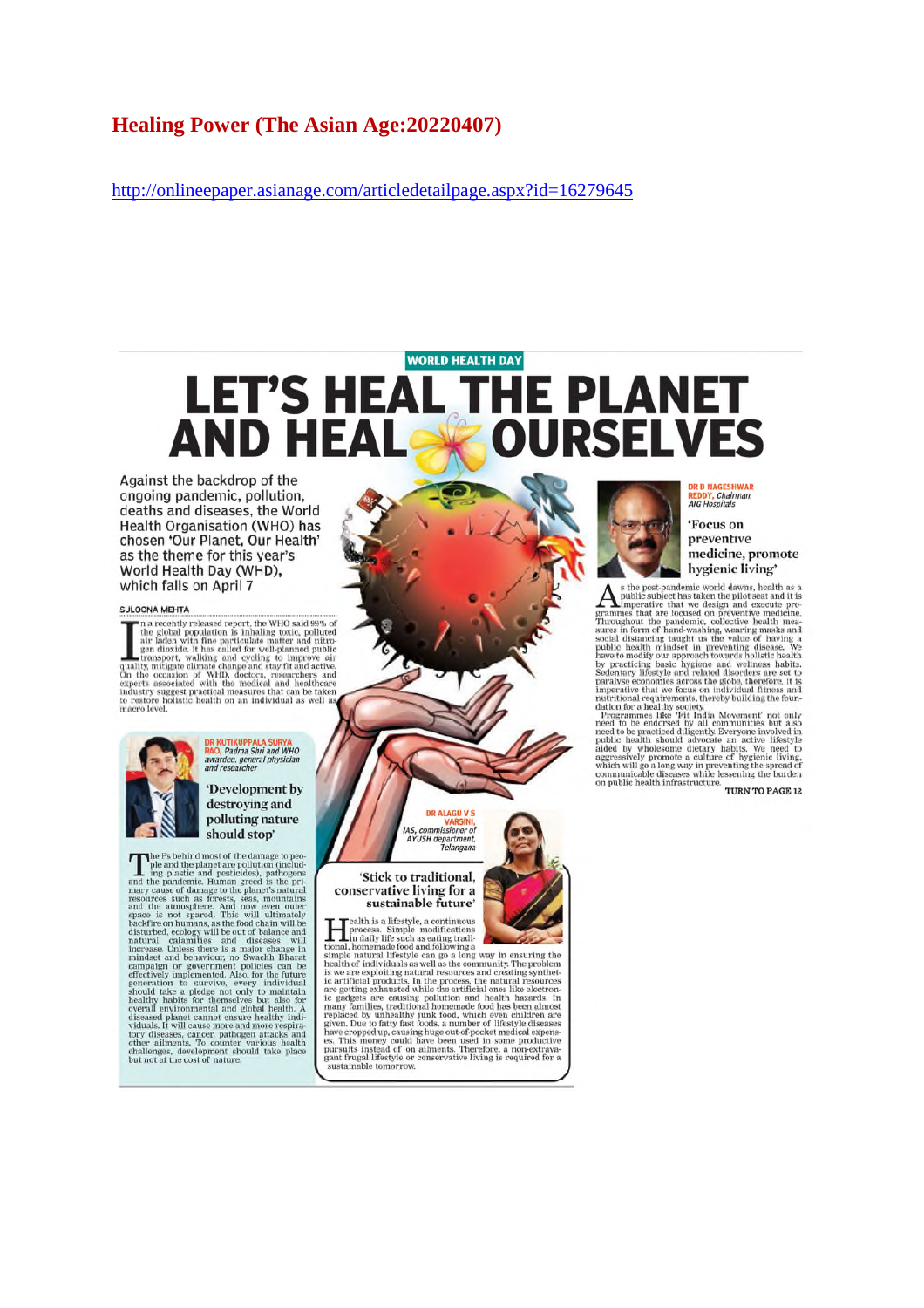# Healing Power (The Asian Age:20220407)

http://onlineepaper.asianage.com/articledetailpage.aspx?id=16279645

WORLD HEALTH DAY

# LET'S HEAL THE PLANET AND HEAL OURSELVES

Against the backdrop of the ongoing pandemic, pollution, deaths and diseases, the World Health Organisation (WHO) has chosen 'Our Planet, Our Health' as the theme for this year's World Health Day (WHD), which falls on April 7

SULOGNA MEHTA

In a recently released report, the WHO said 99% of the global population is inhaling toxic, polluted air laden with fine particulate matter and nitrogen dioxide. It has called for well-planned public transport, walking and cycling to improve air quality, mitigate climate change and stay fit and active. On the occasion of WHD, doctors, researchers and experts associated with the medical and healthcare industry suggest practical measures that can be taken to restore holistic health on an individual as well as macro level.

**DR KUTIKUPPALA SURYA RAO,** *Padma Shri and WHO awardee, general physician and researcher*

## 'Development by destroying and polluting nature should stop'

The Ps behind most of the damage to people and the planet are pollution (including plastic and pesticides), pathogens and the pandemic. Human greed is the primary cause of damage to the planet's natural resources such as forests, seas, mountains and the atmosphere. And now even outer space is not spared. This will ultimately backfire on humans, as the food chain will be disturbed, ecology will be out of balance and natural calamities and diseases will increase. Unless there is a major change in mindset and behaviour, no Swachh Bharat campaign or government policies can be effectively implemented. Also, for the future generation to survive, every individual should take a pledge not only to maintain healthy habits for themselves but also for overall environmental and global health. A diseased planet cannot ensure healthy individuals. It will cause more and more respiratory diseases, cancer, pathogen attacks and other ailments. To counter various health challenges, development should take place but not at the cost of nature.

**DR ALAGU V S VARSINI,** *IAS, commissioner of AYUSH department, Telangana*

## 'Stick to traditional, conservative living for a sustainable future'

Health is a lifestyle, a continuous process. Simple modifications in daily life such as eating traditional, homemade food and following a simple natural lifestyle can go a long way in ensuring the health of individuals as well as the community. The problem is we are exploiting natural resources and creating synthetic artificial products. In the process, the natural resources are getting exhausted while the artificial ones like electronic gadgets are causing pollution and health hazards. In many families, traditional homemade food has been almost replaced by unhealthy junk food, which even children are given. Due to fatty fast foods, a number of lifestyle diseases have cropped up, causing huge out-of-pocket medical expenses. This money could have been used in some productive pursuits instead of on ailments. Therefore, a non-extravagant frugal lifestyle or conservative living is required for a sustainable tomorrow.

**DR D NAGESHWAR REDDY,** *Chairman, AIG Hospitals*

## 'Focus on preventive medicine, promote hygienic living'

As the post-pandemic world dawns, health as a public subject has taken the pilot seat and it is imperative that we design and execute programmes that are focused on preventive medicine. Throughout the pandemic, collective health measures in form of hand-washing, wearing masks and social distancing taught us the value of having a public health mindset in preventing disease. We have to modify our approach towards holistic health by practicing basic hygiene and wellness habits. Sedentary lifestyle and related disorders are set to paralyse economies across the globe, therefore, it is imperative that we focus on individual fitness and nutritional requirements, thereby building the foundation for a healthy society.

Programmes like 'Fit India Movement' not only need to be endorsed by all communities but also need to be practiced diligently. Everyone involved in public health should advocate an active lifestyle aided by wholesome dietary habits. We need to aggressively promote a culture of hygienic living, which will go a long way in preventing the spread of communicable diseases while lessening the burden on public health infrastructure.

TURN TO PAGE 12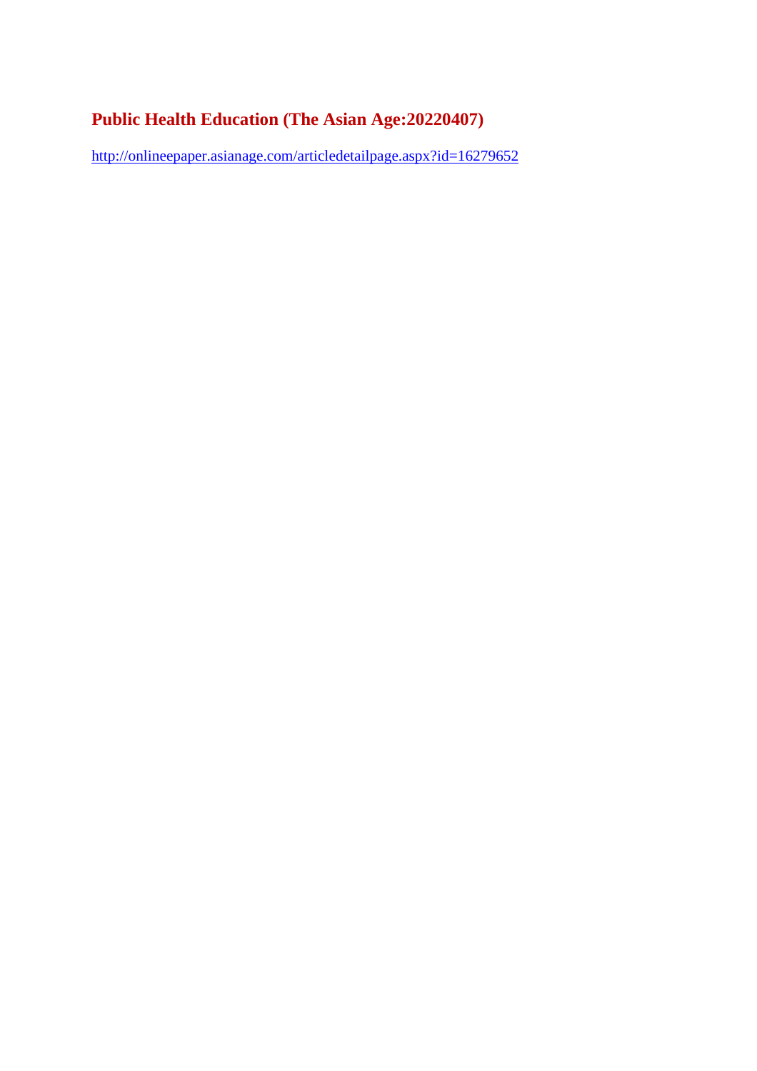## Public Health Education (The Asian Age:20220407)

http://onlineepaper.asianage.com/articledetailpage.aspx?id=16279652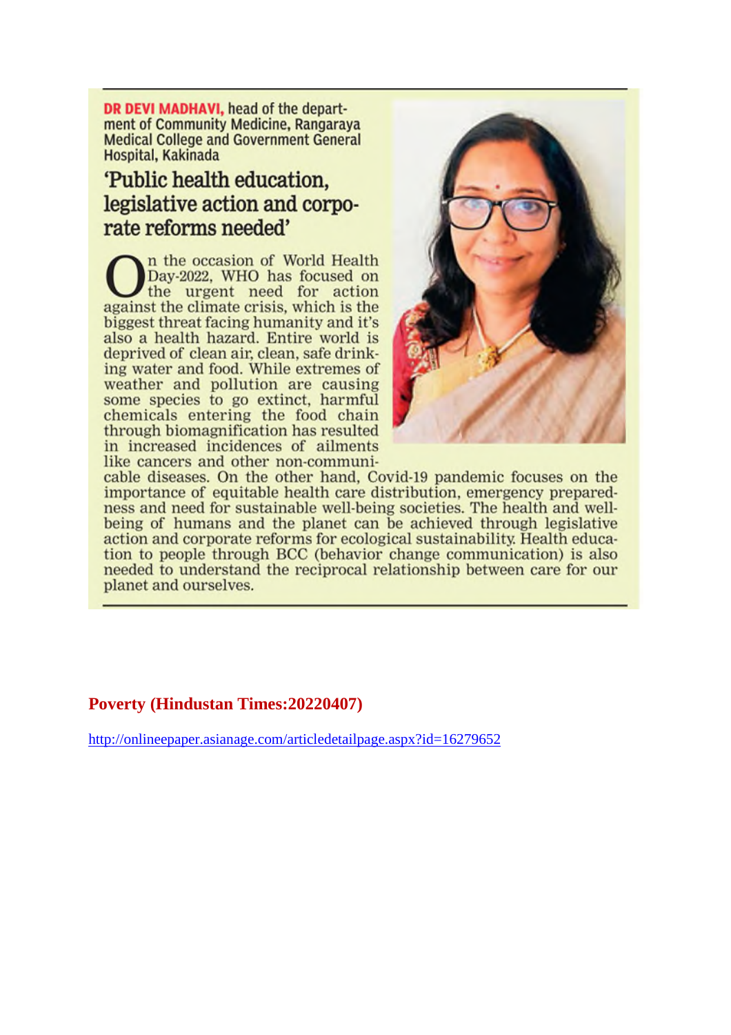**DR DEVI MADHAVI,** head of the department of Community Medicine, Rangaraya Medical College and Government General Hospital, Kakinada

## 'Public health education, legislative action and corporate reforms needed'

On the occasion of World Health Day-2022, WHO has focused on the urgent need for action against the climate crisis, which is the biggest threat facing humanity and it's also a health hazard. Entire world is deprived of clean air, clean, safe drinking water and food. While extremes of weather and pollution are causing some species to go extinct, harmful chemicals entering the food chain through biomagnification has resulted in increased incidences of ailments like cancers and other non-communicable diseases. On the other hand, Covid-19 pandemic focuses on the importance of equitable health care distribution, emergency preparedness and need for sustainable well-being societies. The health and well-being of humans and the planet can be achieved through legislative action and corporate reforms for ecological sustainability. Health education to people through BCC (behavior change communication) is also needed to understand the reciprocal relationship between care for our planet and ourselves.

## Poverty (Hindustan Times:20220407)

http://onlineepaper.asianage.com/articledetailpage.aspx?id=16279652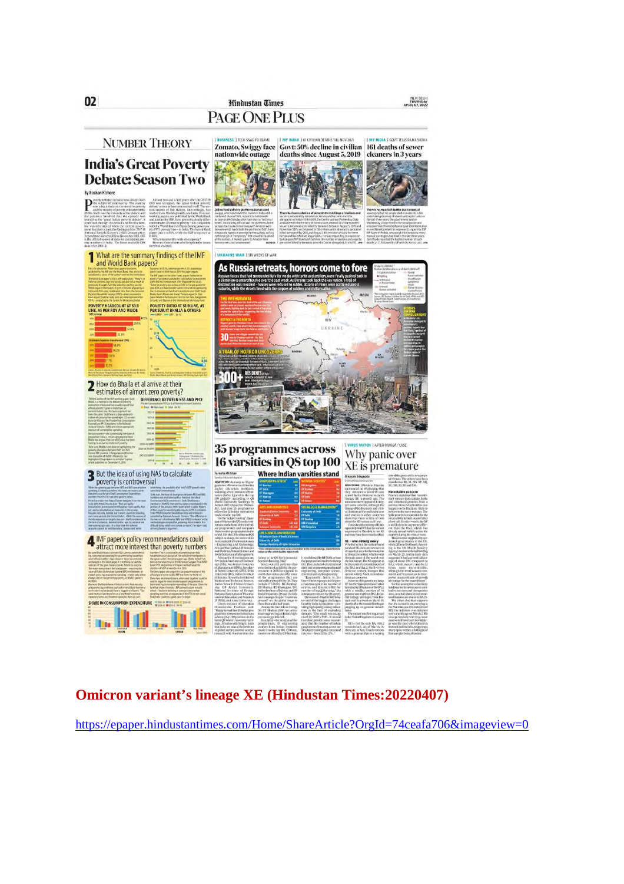# Page One Plus

## Number Theory

## India's Great Poverty Debate: Season Two

By Roshan Kishore

### 1 What are the summary findings of the IMF and World Bank papers?

### 2 How do Bhalla et al arrive at their estimates of almost zero poverty?

### 3 But the idea of using NAS to calculate poverty is controversial

### 4 IMF paper's policy recommendations could attract more interest than poverty numbers

## Zomato, Swiggy face nationwide outage

## Govt: 50% decline in civilian deaths since August 5, 2019

## 161 deaths of sewer cleaners in 3 years

## As Russia retreats, horrors come to fore

## 35 programmes across 16 varsities in QS top 100

### Where Indian varsities stand

## Why panic over XE is premature

**Omicron variant's lineage XE (Hindustan Times:20220407)**

https://epaper.hindustantimes.com/Home/ShareArticle?OrgId=74ceafa706&imageview=0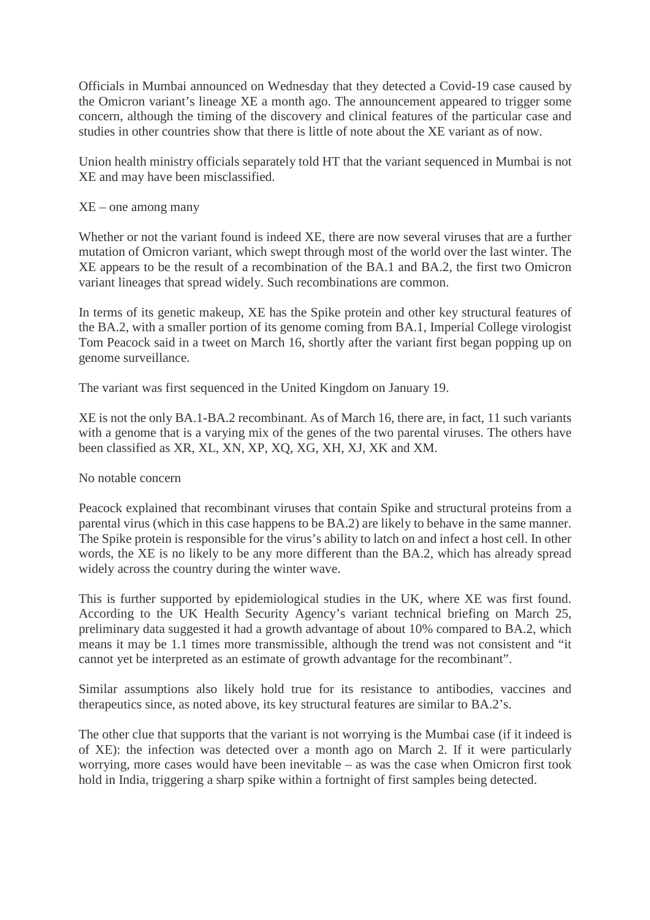Officials in Mumbai announced on Wednesday that they detected a Covid-19 case caused by the Omicron variant's lineage XE a month ago. The announcement appeared to trigger some concern, although the timing of the discovery and clinical features of the particular case and studies in other countries show that there is little of note about the XE variant as of now.

Union health ministry officials separately told HT that the variant sequenced in Mumbai is not XE and may have been misclassified.

## XE – one among many

Whether or not the variant found is indeed XE, there are now several viruses that are a further mutation of Omicron variant, which swept through most of the world over the last winter. The XE appears to be the result of a recombination of the BA.1 and BA.2, the first two Omicron variant lineages that spread widely. Such recombinations are common.

In terms of its genetic makeup, XE has the Spike protein and other key structural features of the BA.2, with a smaller portion of its genome coming from BA.1, Imperial College virologist Tom Peacock said in a tweet on March 16, shortly after the variant first began popping up on genome surveillance.

The variant was first sequenced in the United Kingdom on January 19.

XE is not the only BA.1-BA.2 recombinant. As of March 16, there are, in fact, 11 such variants with a genome that is a varying mix of the genes of the two parental viruses. The others have been classified as XR, XL, XN, XP, XQ, XG, XH, XJ, XK and XM.

## No notable concern

Peacock explained that recombinant viruses that contain Spike and structural proteins from a parental virus (which in this case happens to be BA.2) are likely to behave in the same manner. The Spike protein is responsible for the virus's ability to latch on and infect a host cell. In other words, the XE is no likely to be any more different than the BA.2, which has already spread widely across the country during the winter wave.

This is further supported by epidemiological studies in the UK, where XE was first found. According to the UK Health Security Agency's variant technical briefing on March 25, preliminary data suggested it had a growth advantage of about 10% compared to BA.2, which means it may be 1.1 times more transmissible, although the trend was not consistent and "it cannot yet be interpreted as an estimate of growth advantage for the recombinant".

Similar assumptions also likely hold true for its resistance to antibodies, vaccines and therapeutics since, as noted above, its key structural features are similar to BA.2's.

The other clue that supports that the variant is not worrying is the Mumbai case (if it indeed is of XE): the infection was detected over a month ago on March 2. If it were particularly worrying, more cases would have been inevitable – as was the case when Omicron first took hold in India, triggering a sharp spike within a fortnight of first samples being detected.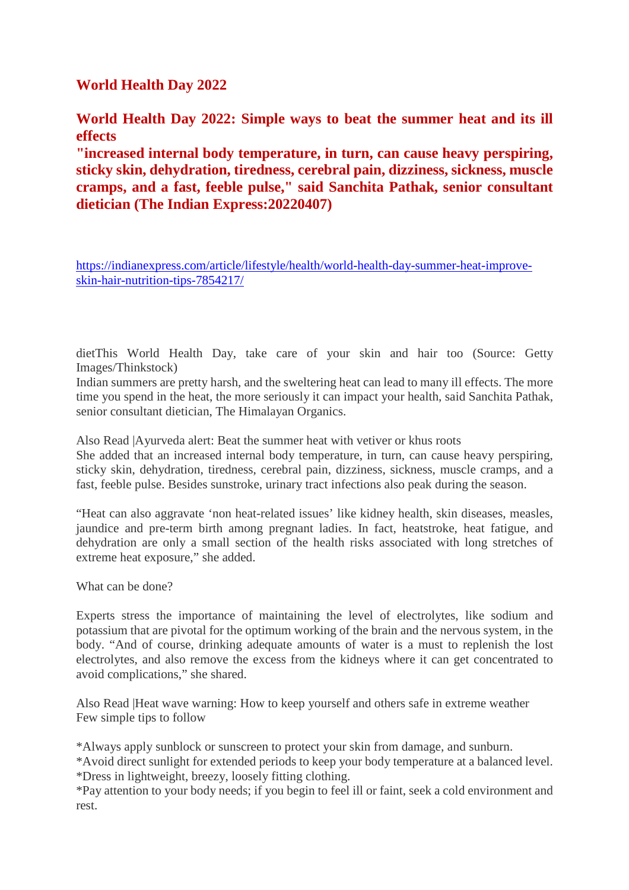## World Health Day 2022

## World Health Day 2022: Simple ways to beat the summer heat and its ill effects "increased internal body temperature, in turn, can cause heavy perspiring, sticky skin, dehydration, tiredness, cerebral pain, dizziness, sickness, muscle cramps, and a fast, feeble pulse," said Sanchita Pathak, senior consultant dietician (The Indian Express:20220407)

https://indianexpress.com/article/lifestyle/health/world-health-day-summer-heat-improve-skin-hair-nutrition-tips-7854217/

dietThis World Health Day, take care of your skin and hair too (Source: Getty Images/Thinkstock)
Indian summers are pretty harsh, and the sweltering heat can lead to many ill effects. The more time you spend in the heat, the more seriously it can impact your health, said Sanchita Pathak, senior consultant dietician, The Himalayan Organics.

Also Read |Ayurveda alert: Beat the summer heat with vetiver or khus roots
She added that an increased internal body temperature, in turn, can cause heavy perspiring, sticky skin, dehydration, tiredness, cerebral pain, dizziness, sickness, muscle cramps, and a fast, feeble pulse. Besides sunstroke, urinary tract infections also peak during the season.

"Heat can also aggravate 'non heat-related issues' like kidney health, skin diseases, measles, jaundice and pre-term birth among pregnant ladies. In fact, heatstroke, heat fatigue, and dehydration are only a small section of the health risks associated with long stretches of extreme heat exposure," she added.

What can be done?

Experts stress the importance of maintaining the level of electrolytes, like sodium and potassium that are pivotal for the optimum working of the brain and the nervous system, in the body. "And of course, drinking adequate amounts of water is a must to replenish the lost electrolytes, and also remove the excess from the kidneys where it can get concentrated to avoid complications," she shared.

Also Read |Heat wave warning: How to keep yourself and others safe in extreme weather
Few simple tips to follow

*Always apply sunblock or sunscreen to protect your skin from damage, and sunburn.
*Avoid direct sunlight for extended periods to keep your body temperature at a balanced level.
*Dress in lightweight, breezy, loosely fitting clothing.
*Pay attention to your body needs; if you begin to feel ill or faint, seek a cold environment and rest.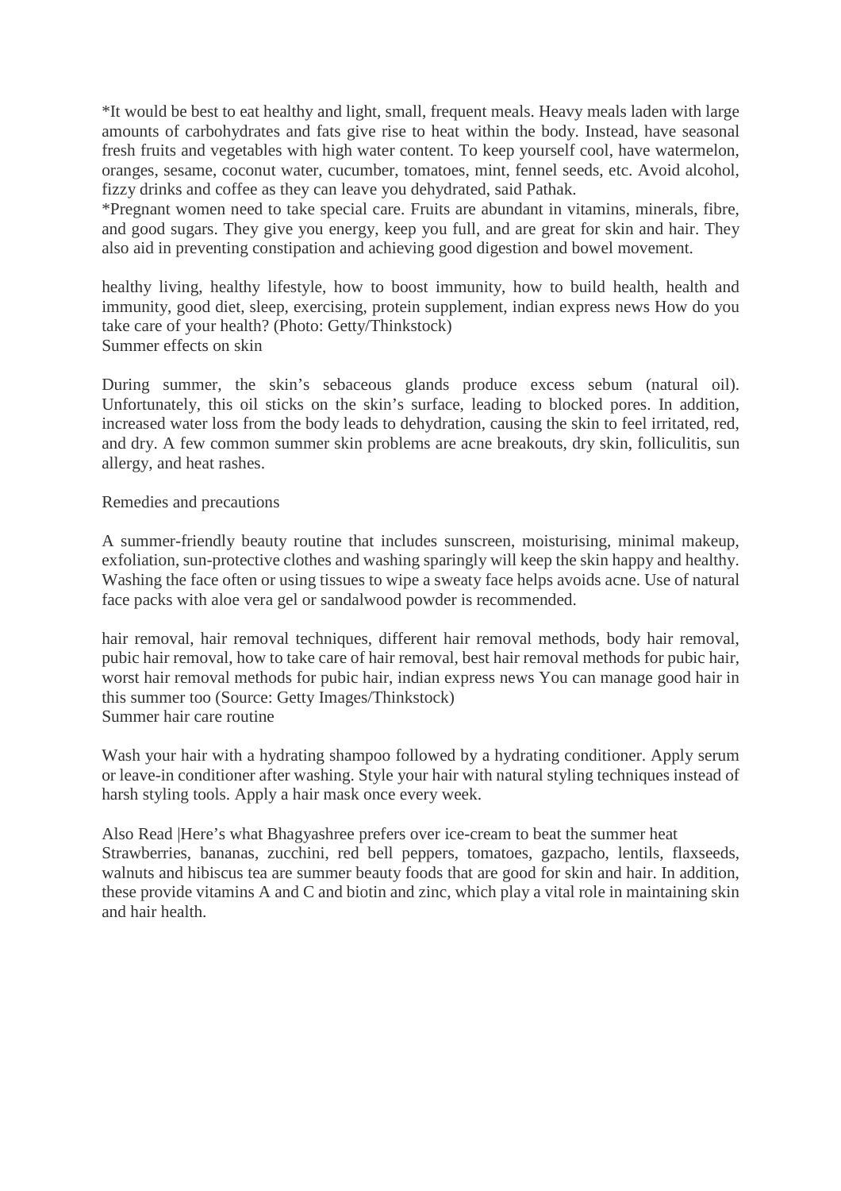*It would be best to eat healthy and light, small, frequent meals. Heavy meals laden with large amounts of carbohydrates and fats give rise to heat within the body. Instead, have seasonal fresh fruits and vegetables with high water content. To keep yourself cool, have watermelon, oranges, sesame, coconut water, cucumber, tomatoes, mint, fennel seeds, etc. Avoid alcohol, fizzy drinks and coffee as they can leave you dehydrated, said Pathak.
*Pregnant women need to take special care. Fruits are abundant in vitamins, minerals, fibre, and good sugars. They give you energy, keep you full, and are great for skin and hair. They also aid in preventing constipation and achieving good digestion and bowel movement.

healthy living, healthy lifestyle, how to boost immunity, how to build health, health and immunity, good diet, sleep, exercising, protein supplement, indian express news How do you take care of your health? (Photo: Getty/Thinkstock)
Summer effects on skin

During summer, the skin's sebaceous glands produce excess sebum (natural oil). Unfortunately, this oil sticks on the skin's surface, leading to blocked pores. In addition, increased water loss from the body leads to dehydration, causing the skin to feel irritated, red, and dry. A few common summer skin problems are acne breakouts, dry skin, folliculitis, sun allergy, and heat rashes.

Remedies and precautions

A summer-friendly beauty routine that includes sunscreen, moisturising, minimal makeup, exfoliation, sun-protective clothes and washing sparingly will keep the skin happy and healthy. Washing the face often or using tissues to wipe a sweaty face helps avoids acne. Use of natural face packs with aloe vera gel or sandalwood powder is recommended.

hair removal, hair removal techniques, different hair removal methods, body hair removal, pubic hair removal, how to take care of hair removal, best hair removal methods for pubic hair, worst hair removal methods for pubic hair, indian express news You can manage good hair in this summer too (Source: Getty Images/Thinkstock)
Summer hair care routine

Wash your hair with a hydrating shampoo followed by a hydrating conditioner. Apply serum or leave-in conditioner after washing. Style your hair with natural styling techniques instead of harsh styling tools. Apply a hair mask once every week.

Also Read |Here's what Bhagyashree prefers over ice-cream to beat the summer heat
Strawberries, bananas, zucchini, red bell peppers, tomatoes, gazpacho, lentils, flaxseeds, walnuts and hibiscus tea are summer beauty foods that are good for skin and hair. In addition, these provide vitamins A and C and biotin and zinc, which play a vital role in maintaining skin and hair health.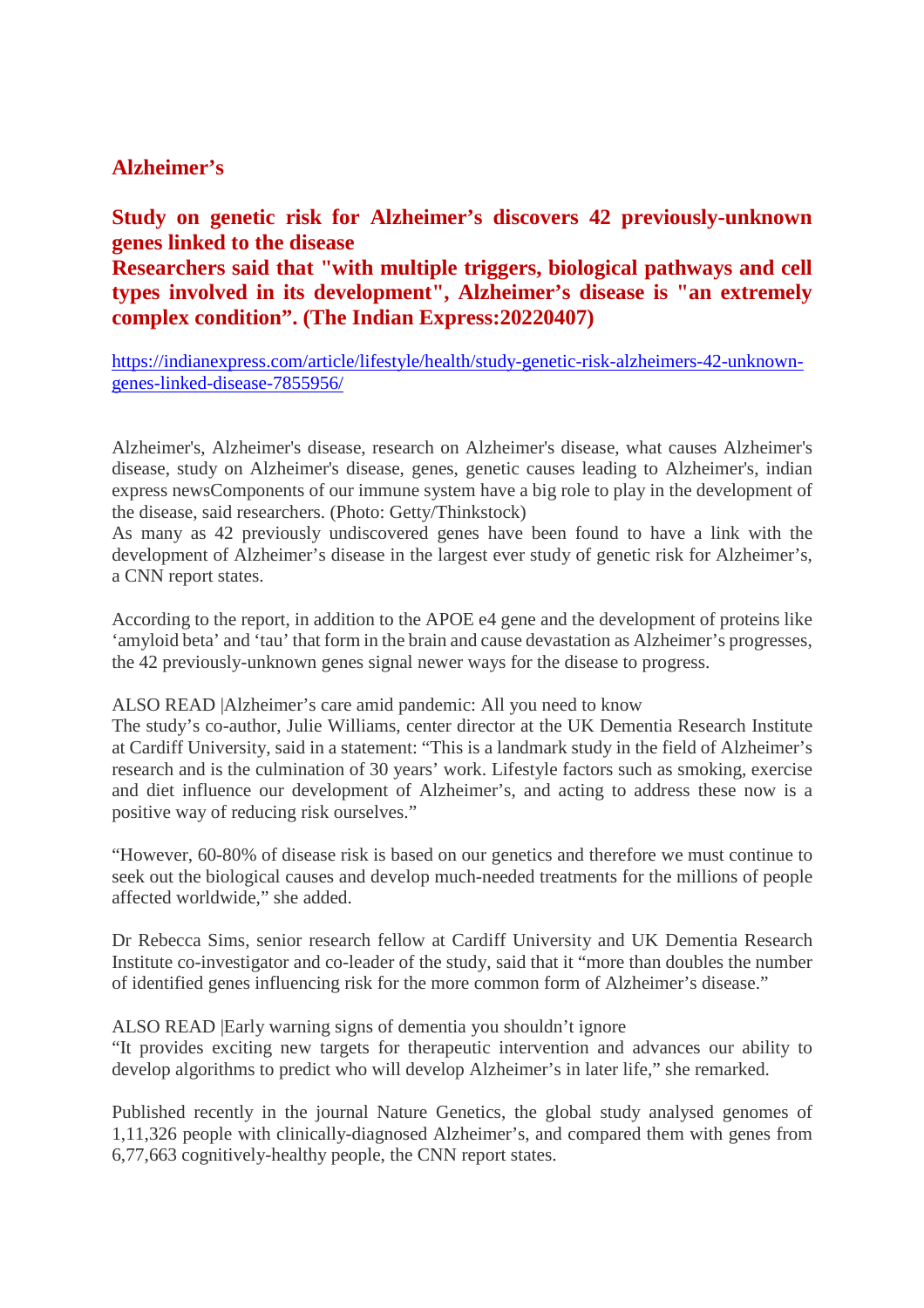## Alzheimer's

### Study on genetic risk for Alzheimer's discovers 42 previously-unknown genes linked to the disease

### Researchers said that "with multiple triggers, biological pathways and cell types involved in its development", Alzheimer's disease is "an extremely complex condition". (The Indian Express:20220407)

https://indianexpress.com/article/lifestyle/health/study-genetic-risk-alzheimers-42-unknown-genes-linked-disease-7855956/

Alzheimer's, Alzheimer's disease, research on Alzheimer's disease, what causes Alzheimer's disease, study on Alzheimer's disease, genes, genetic causes leading to Alzheimer's, indian express newsComponents of our immune system have a big role to play in the development of the disease, said researchers. (Photo: Getty/Thinkstock)

As many as 42 previously undiscovered genes have been found to have a link with the development of Alzheimer's disease in the largest ever study of genetic risk for Alzheimer's, a CNN report states.

According to the report, in addition to the APOE e4 gene and the development of proteins like 'amyloid beta' and 'tau' that form in the brain and cause devastation as Alzheimer's progresses, the 42 previously-unknown genes signal newer ways for the disease to progress.

ALSO READ |Alzheimer's care amid pandemic: All you need to know

The study's co-author, Julie Williams, center director at the UK Dementia Research Institute at Cardiff University, said in a statement: "This is a landmark study in the field of Alzheimer's research and is the culmination of 30 years' work. Lifestyle factors such as smoking, exercise and diet influence our development of Alzheimer's, and acting to address these now is a positive way of reducing risk ourselves."

"However, 60-80% of disease risk is based on our genetics and therefore we must continue to seek out the biological causes and develop much-needed treatments for the millions of people affected worldwide," she added.

Dr Rebecca Sims, senior research fellow at Cardiff University and UK Dementia Research Institute co-investigator and co-leader of the study, said that it "more than doubles the number of identified genes influencing risk for the more common form of Alzheimer's disease."

ALSO READ |Early warning signs of dementia you shouldn't ignore

"It provides exciting new targets for therapeutic intervention and advances our ability to develop algorithms to predict who will develop Alzheimer's in later life," she remarked.

Published recently in the journal Nature Genetics, the global study analysed genomes of 1,11,326 people with clinically-diagnosed Alzheimer's, and compared them with genes from 6,77,663 cognitively-healthy people, the CNN report states.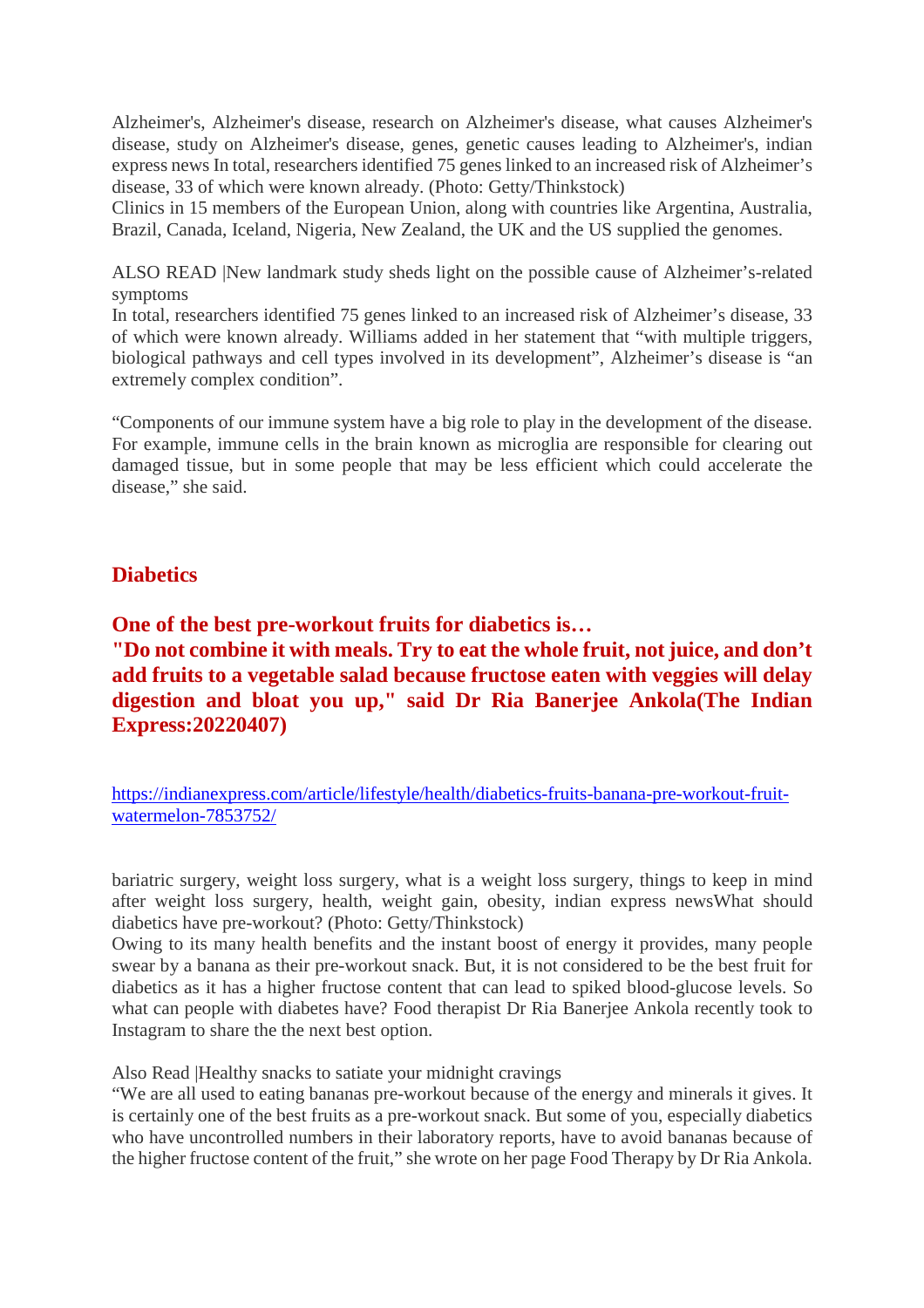Alzheimer's, Alzheimer's disease, research on Alzheimer's disease, what causes Alzheimer's disease, study on Alzheimer's disease, genes, genetic causes leading to Alzheimer's, indian express news In total, researchers identified 75 genes linked to an increased risk of Alzheimer's disease, 33 of which were known already. (Photo: Getty/Thinkstock)
Clinics in 15 members of the European Union, along with countries like Argentina, Australia, Brazil, Canada, Iceland, Nigeria, New Zealand, the UK and the US supplied the genomes.

ALSO READ |New landmark study sheds light on the possible cause of Alzheimer's-related symptoms
In total, researchers identified 75 genes linked to an increased risk of Alzheimer's disease, 33 of which were known already. Williams added in her statement that "with multiple triggers, biological pathways and cell types involved in its development", Alzheimer's disease is "an extremely complex condition".

"Components of our immune system have a big role to play in the development of the disease. For example, immune cells in the brain known as microglia are responsible for clearing out damaged tissue, but in some people that may be less efficient which could accelerate the disease," she said.

## Diabetics

## One of the best pre-workout fruits for diabetics is… "Do not combine it with meals. Try to eat the whole fruit, not juice, and don't add fruits to a vegetable salad because fructose eaten with veggies will delay digestion and bloat you up," said Dr Ria Banerjee Ankola(The Indian Express:20220407)

https://indianexpress.com/article/lifestyle/health/diabetics-fruits-banana-pre-workout-fruit-watermelon-7853752/

bariatric surgery, weight loss surgery, what is a weight loss surgery, things to keep in mind after weight loss surgery, health, weight gain, obesity, indian express newsWhat should diabetics have pre-workout? (Photo: Getty/Thinkstock)
Owing to its many health benefits and the instant boost of energy it provides, many people swear by a banana as their pre-workout snack. But, it is not considered to be the best fruit for diabetics as it has a higher fructose content that can lead to spiked blood-glucose levels. So what can people with diabetes have? Food therapist Dr Ria Banerjee Ankola recently took to Instagram to share the the next best option.

Also Read |Healthy snacks to satiate your midnight cravings
"We are all used to eating bananas pre-workout because of the energy and minerals it gives. It is certainly one of the best fruits as a pre-workout snack. But some of you, especially diabetics who have uncontrolled numbers in their laboratory reports, have to avoid bananas because of the higher fructose content of the fruit," she wrote on her page Food Therapy by Dr Ria Ankola.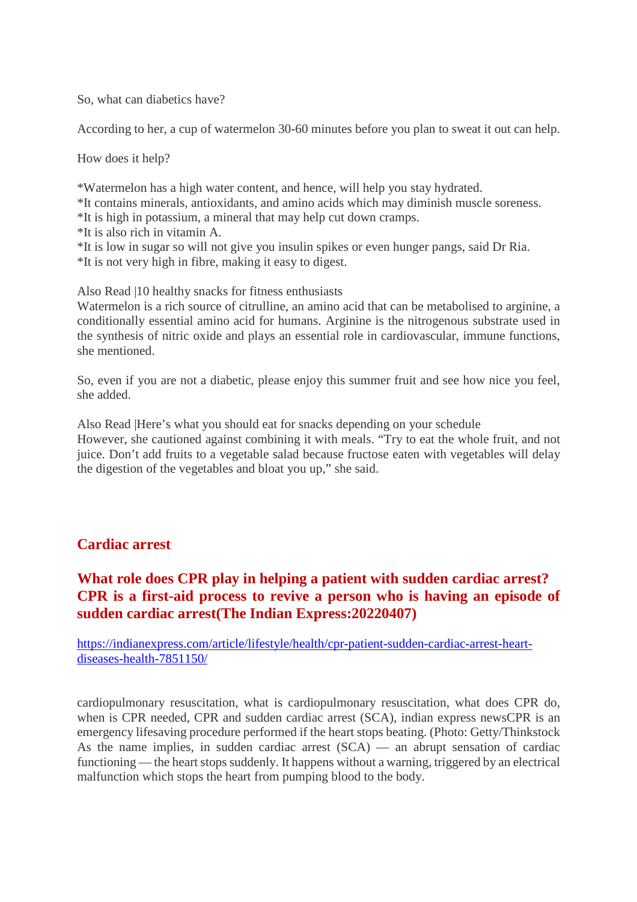So, what can diabetics have?

According to her, a cup of watermelon 30-60 minutes before you plan to sweat it out can help.

How does it help?

*Watermelon has a high water content, and hence, will help you stay hydrated.
*It contains minerals, antioxidants, and amino acids which may diminish muscle soreness.
*It is high in potassium, a mineral that may help cut down cramps.
*It is also rich in vitamin A.
*It is low in sugar so will not give you insulin spikes or even hunger pangs, said Dr Ria.
*It is not very high in fibre, making it easy to digest.

Also Read |10 healthy snacks for fitness enthusiasts
Watermelon is a rich source of citrulline, an amino acid that can be metabolised to arginine, a conditionally essential amino acid for humans. Arginine is the nitrogenous substrate used in the synthesis of nitric oxide and plays an essential role in cardiovascular, immune functions, she mentioned.

So, even if you are not a diabetic, please enjoy this summer fruit and see how nice you feel, she added.

Also Read |Here's what you should eat for snacks depending on your schedule
However, she cautioned against combining it with meals. "Try to eat the whole fruit, and not juice. Don't add fruits to a vegetable salad because fructose eaten with vegetables will delay the digestion of the vegetables and bloat you up," she said.

## Cardiac arrest

### What role does CPR play in helping a patient with sudden cardiac arrest? CPR is a first-aid process to revive a person who is having an episode of sudden cardiac arrest(The Indian Express:20220407)

https://indianexpress.com/article/lifestyle/health/cpr-patient-sudden-cardiac-arrest-heart-diseases-health-7851150/

cardiopulmonary resuscitation, what is cardiopulmonary resuscitation, what does CPR do, when is CPR needed, CPR and sudden cardiac arrest (SCA), indian express newsCPR is an emergency lifesaving procedure performed if the heart stops beating. (Photo: Getty/Thinkstock
As the name implies, in sudden cardiac arrest (SCA) — an abrupt sensation of cardiac functioning — the heart stops suddenly. It happens without a warning, triggered by an electrical malfunction which stops the heart from pumping blood to the body.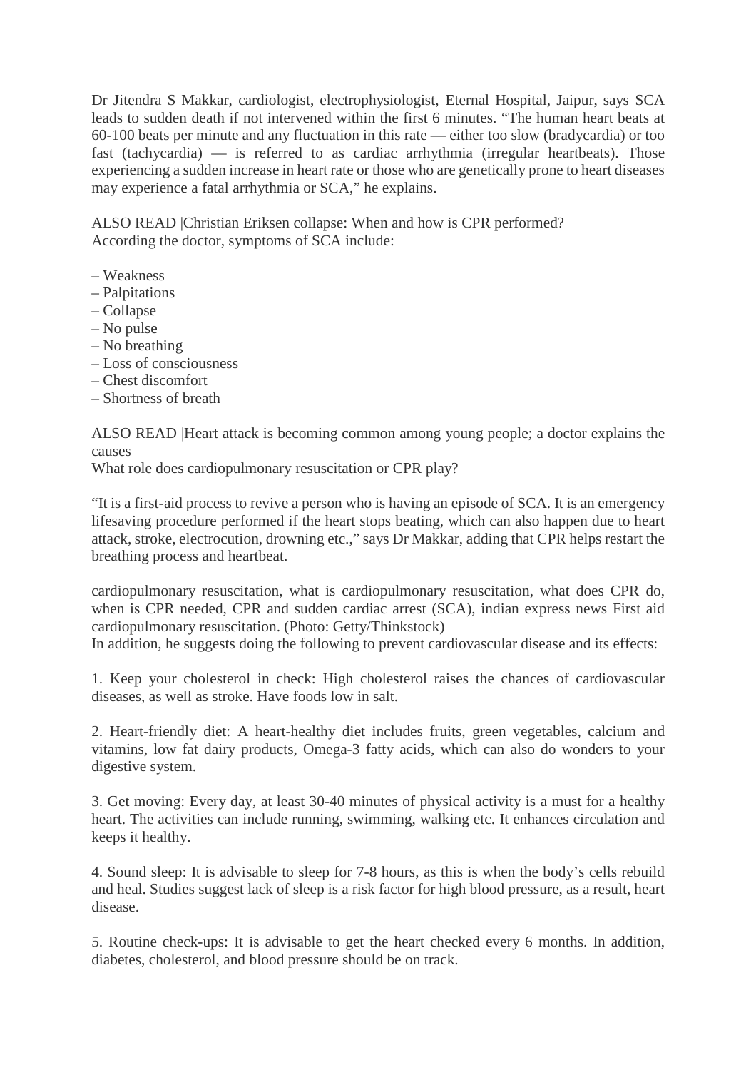Dr Jitendra S Makkar, cardiologist, electrophysiologist, Eternal Hospital, Jaipur, says SCA leads to sudden death if not intervened within the first 6 minutes. "The human heart beats at 60-100 beats per minute and any fluctuation in this rate — either too slow (bradycardia) or too fast (tachycardia) — is referred to as cardiac arrhythmia (irregular heartbeats). Those experiencing a sudden increase in heart rate or those who are genetically prone to heart diseases may experience a fatal arrhythmia or SCA," he explains.

ALSO READ |Christian Eriksen collapse: When and how is CPR performed?
According the doctor, symptoms of SCA include:

– Weakness
– Palpitations
– Collapse
– No pulse
– No breathing
– Loss of consciousness
– Chest discomfort
– Shortness of breath

ALSO READ |Heart attack is becoming common among young people; a doctor explains the causes
What role does cardiopulmonary resuscitation or CPR play?

"It is a first-aid process to revive a person who is having an episode of SCA. It is an emergency lifesaving procedure performed if the heart stops beating, which can also happen due to heart attack, stroke, electrocution, drowning etc.," says Dr Makkar, adding that CPR helps restart the breathing process and heartbeat.

cardiopulmonary resuscitation, what is cardiopulmonary resuscitation, what does CPR do, when is CPR needed, CPR and sudden cardiac arrest (SCA), indian express news First aid cardiopulmonary resuscitation. (Photo: Getty/Thinkstock)
In addition, he suggests doing the following to prevent cardiovascular disease and its effects:

1. Keep your cholesterol in check: High cholesterol raises the chances of cardiovascular diseases, as well as stroke. Have foods low in salt.

2. Heart-friendly diet: A heart-healthy diet includes fruits, green vegetables, calcium and vitamins, low fat dairy products, Omega-3 fatty acids, which can also do wonders to your digestive system.

3. Get moving: Every day, at least 30-40 minutes of physical activity is a must for a healthy heart. The activities can include running, swimming, walking etc. It enhances circulation and keeps it healthy.

4. Sound sleep: It is advisable to sleep for 7-8 hours, as this is when the body's cells rebuild and heal. Studies suggest lack of sleep is a risk factor for high blood pressure, as a result, heart disease.

5. Routine check-ups: It is advisable to get the heart checked every 6 months. In addition, diabetes, cholesterol, and blood pressure should be on track.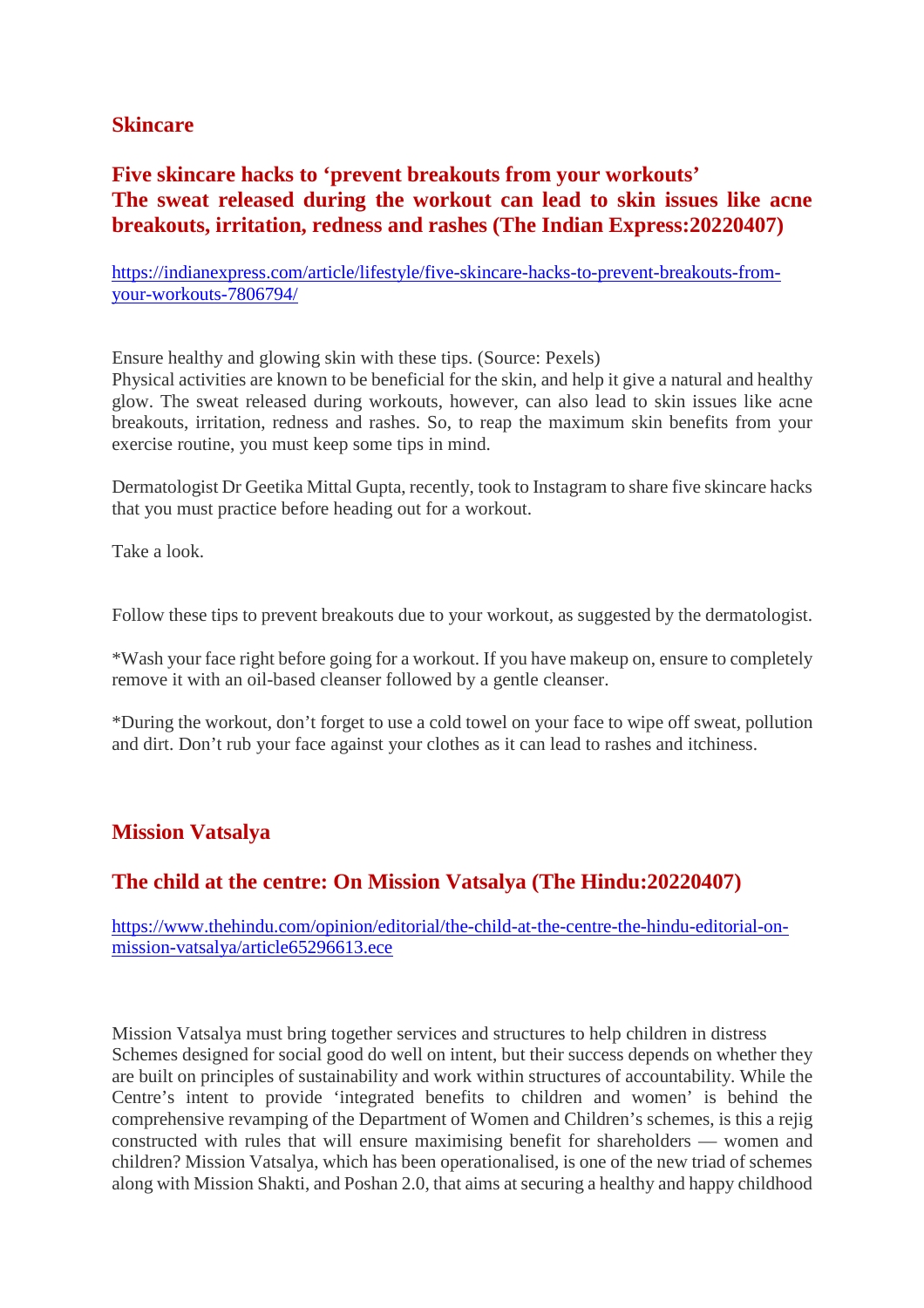## Skincare

### Five skincare hacks to 'prevent breakouts from your workouts' The sweat released during the workout can lead to skin issues like acne breakouts, irritation, redness and rashes (The Indian Express:20220407)

https://indianexpress.com/article/lifestyle/five-skincare-hacks-to-prevent-breakouts-from-your-workouts-7806794/

Ensure healthy and glowing skin with these tips. (Source: Pexels)
Physical activities are known to be beneficial for the skin, and help it give a natural and healthy glow. The sweat released during workouts, however, can also lead to skin issues like acne breakouts, irritation, redness and rashes. So, to reap the maximum skin benefits from your exercise routine, you must keep some tips in mind.

Dermatologist Dr Geetika Mittal Gupta, recently, took to Instagram to share five skincare hacks that you must practice before heading out for a workout.

Take a look.

Follow these tips to prevent breakouts due to your workout, as suggested by the dermatologist.

*Wash your face right before going for a workout. If you have makeup on, ensure to completely remove it with an oil-based cleanser followed by a gentle cleanser.

*During the workout, don't forget to use a cold towel on your face to wipe off sweat, pollution and dirt. Don't rub your face against your clothes as it can lead to rashes and itchiness.

## Mission Vatsalya

### The child at the centre: On Mission Vatsalya (The Hindu:20220407)

https://www.thehindu.com/opinion/editorial/the-child-at-the-centre-the-hindu-editorial-on-mission-vatsalya/article65296613.ece

Mission Vatsalya must bring together services and structures to help children in distress
Schemes designed for social good do well on intent, but their success depends on whether they are built on principles of sustainability and work within structures of accountability. While the Centre's intent to provide 'integrated benefits to children and women' is behind the comprehensive revamping of the Department of Women and Children's schemes, is this a rejig constructed with rules that will ensure maximising benefit for shareholders — women and children? Mission Vatsalya, which has been operationalised, is one of the new triad of schemes along with Mission Shakti, and Poshan 2.0, that aims at securing a healthy and happy childhood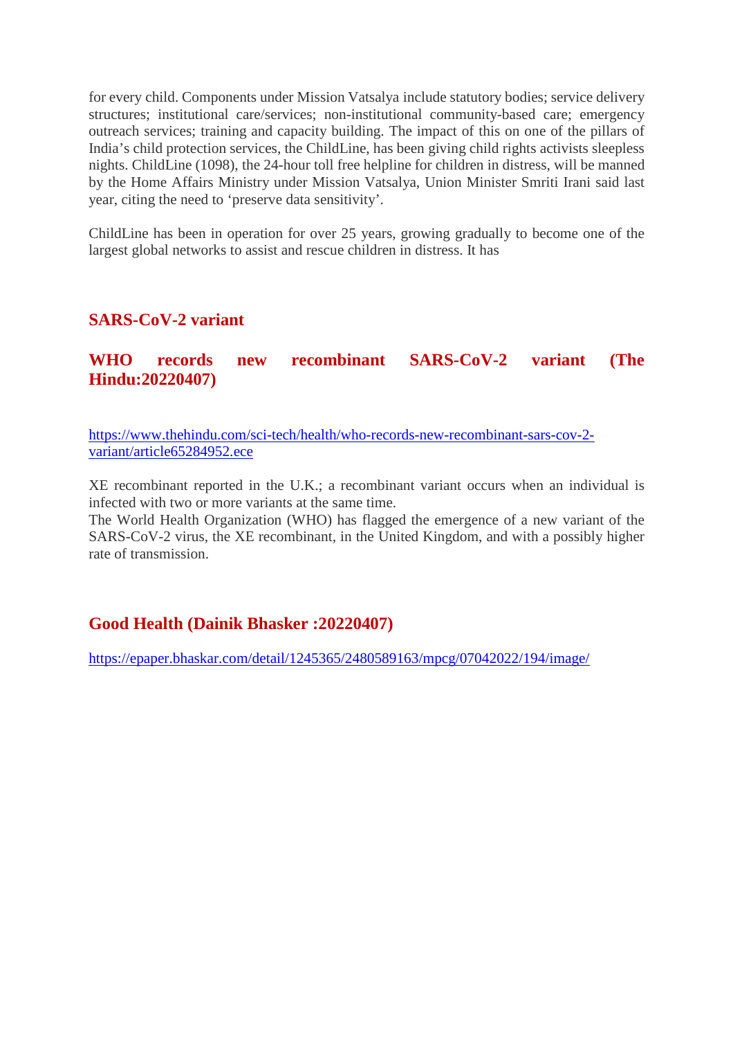for every child. Components under Mission Vatsalya include statutory bodies; service delivery structures; institutional care/services; non-institutional community-based care; emergency outreach services; training and capacity building. The impact of this on one of the pillars of India's child protection services, the ChildLine, has been giving child rights activists sleepless nights. ChildLine (1098), the 24-hour toll free helpline for children in distress, will be manned by the Home Affairs Ministry under Mission Vatsalya, Union Minister Smriti Irani said last year, citing the need to 'preserve data sensitivity'.

ChildLine has been in operation for over 25 years, growing gradually to become one of the largest global networks to assist and rescue children in distress. It has

## SARS-CoV-2 variant

## WHO records new recombinant SARS-CoV-2 variant (The Hindu:20220407)

https://www.thehindu.com/sci-tech/health/who-records-new-recombinant-sars-cov-2-variant/article65284952.ece

XE recombinant reported in the U.K.; a recombinant variant occurs when an individual is infected with two or more variants at the same time.
The World Health Organization (WHO) has flagged the emergence of a new variant of the SARS-CoV-2 virus, the XE recombinant, in the United Kingdom, and with a possibly higher rate of transmission.

## Good Health (Dainik Bhasker :20220407)

https://epaper.bhaskar.com/detail/1245365/2480589163/mpcg/07042022/194/image/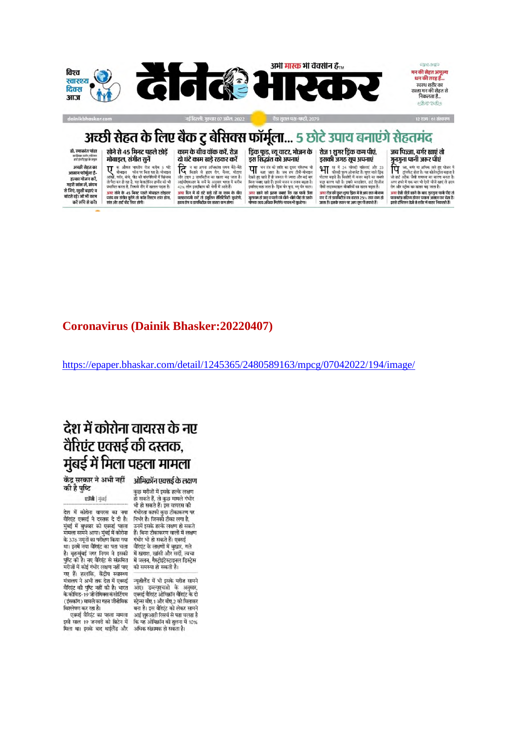Coronavirus (Dainik Bhasker:20220407)

https://epaper.bhaskar.com/detail/1245365/2480589163/mpcg/07042022/194/image/

# देश में कोरोना वायरस के नए वैरिएंट एक्सई की दस्तक, मुंबई में मिला पहला मामला

## केंद्र सरकार ने अभी नहीं की है पुष्टि

एजेंसी | मुंबई

देश में कोरोना वायरस का नया वैरिएंट एक्सई ने दस्तक दे दी है। मुंबई में बुधवार को एक्सई पहला मामला सामने आया। मुंबई में कोरोना के 376 नमूनों का परीक्षण किया गया था। इनमें नया वैरिएंट का पता चला है। बृहन्मुंबई नगर निगम ने इसकी पुष्टि की है। नए वैरिएंट से संक्रमित मरीजों में कोई गंभीर लक्षण नहीं पाए गए हैं। हालांकि, केंद्रीय स्वास्थ्य मंत्रालय ने अभी तक देश में एक्सई वैरिएंट की पुष्टि नहीं की है। भारत के कोविड-19 जीनोमिक्स कंसोर्टियम (इंसाकॉग) मामले का गहन जीनोमिक विश्लेषण कर रहा है।

एक्सई वैरिएंट का पहला मामला इसी साल 19 जनवरी को ब्रिटेन में मिला था। इसके बाद थाईलैंड और न्यूजीलैंड में भी इसके मरीज सामने आए। डब्ल्यूएचओ के अनुसार, एक्सई वैरिएंट ओमिक्रॉन वैरिएंट के दो स्ट्रेन्स बीए.1 और बीए.2 को मिलाकर बना है। इस वैरिएंट को लेकर सामने आई शुरुआती रिसर्च से पता चलता है कि यह ओमिक्रॉन की तुलना में 10% अधिक संक्रामक हो सकता है।

## ओमिक्रॉन एक्सई के लक्षण

कुछ मरीजों में इसके हल्के लक्षण हो सकते हैं, तो कुछ मामले गंभीर भी हो सकते हैं। इस वायरस की गंभीरता काफी कुछ टीकाकरण पर निर्भर है। जिनको टीका लगा है, उनमें इसके हल्के लक्षण हो सकते हैं। बिना टीकाकरण वालों में लक्षण गंभीर भी हो सकते हैं। एक्सई वैरिएंट के लक्षणों में बुखार, गले में खराश, खांसी और सर्दी, त्वचा में जलन, गैस्ट्रोइंटेस्टाइनल डिस्ट्रेस की समस्या हो सकती है।